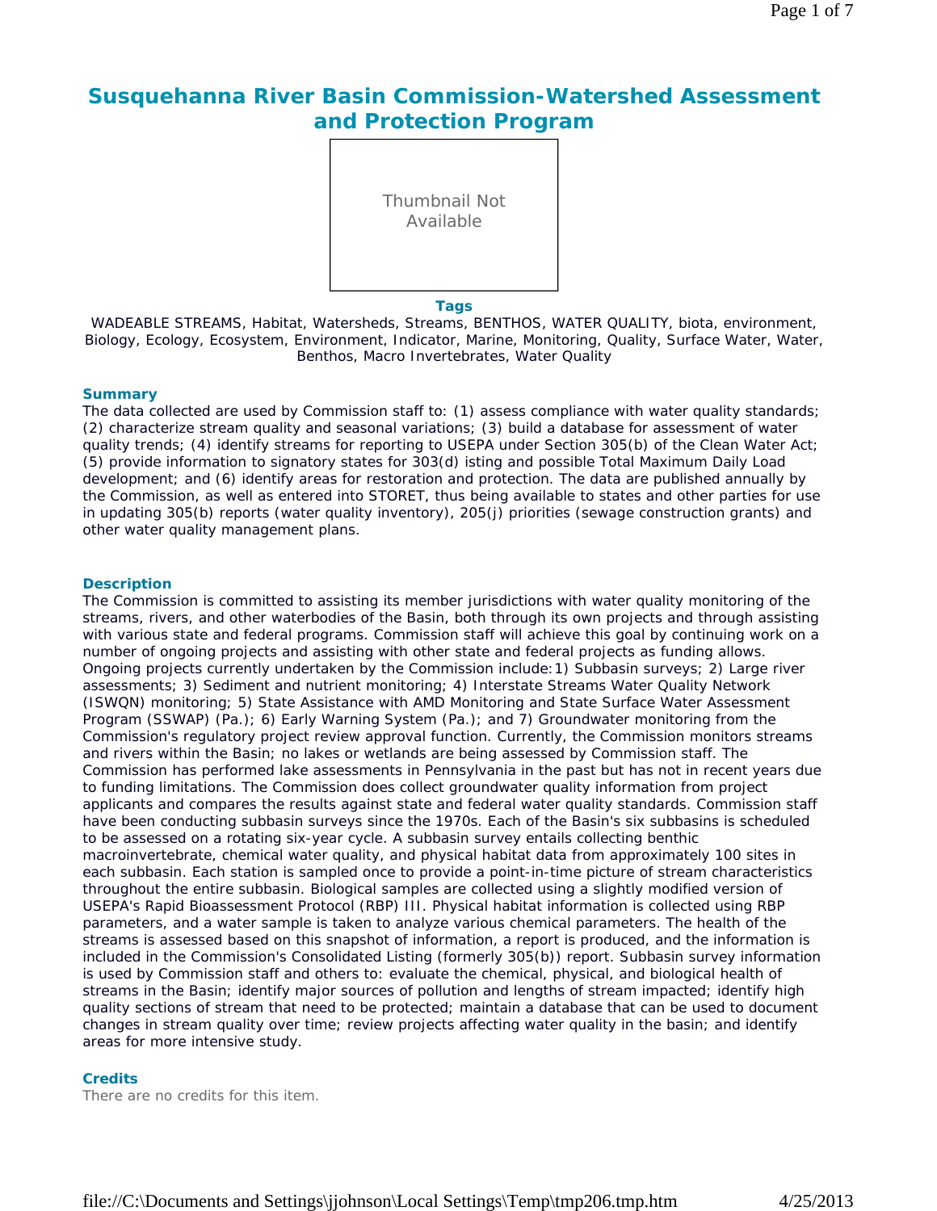# Susquehanna River Basin Commission-Watershed Assessment and Protection Program

Thumbnail Not Available

### Tags

WADEABLE STREAMS, Habitat, Watersheds, Streams, BENTHOS, WATER QUALITY, biota, environment, Biology, Ecology, Ecosystem, Environment, Indicator, Marine, Monitoring, Quality, Surface Water, Water, Benthos, Macro Invertebrates, Water Quality

### Summary

The data collected are used by Commission staff to: (1) assess compliance with water quality standards; (2) characterize stream quality and seasonal variations; (3) build a database for assessment of water quality trends; (4) identify streams for reporting to USEPA under Section 305(b) of the Clean Water Act; (5) provide information to signatory states for 303(d) isting and possible Total Maximum Daily Load development; and (6) identify areas for restoration and protection. The data are published annually by the Commission, as well as entered into STORET, thus being available to states and other parties for use in updating 305(b) reports (water quality inventory), 205(j) priorities (sewage construction grants) and other water quality management plans.

### Description

The Commission is committed to assisting its member jurisdictions with water quality monitoring of the streams, rivers, and other waterbodies of the Basin, both through its own projects and through assisting with various state and federal programs. Commission staff will achieve this goal by continuing work on a number of ongoing projects and assisting with other state and federal projects as funding allows. Ongoing projects currently undertaken by the Commission include:1) Subbasin surveys; 2) Large river assessments; 3) Sediment and nutrient monitoring; 4) Interstate Streams Water Quality Network (ISWQN) monitoring; 5) State Assistance with AMD Monitoring and State Surface Water Assessment Program (SSWAP) (Pa.); 6) Early Warning System (Pa.); and 7) Groundwater monitoring from the Commission's regulatory project review approval function. Currently, the Commission monitors streams and rivers within the Basin; no lakes or wetlands are being assessed by Commission staff. The Commission has performed lake assessments in Pennsylvania in the past but has not in recent years due to funding limitations. The Commission does collect groundwater quality information from project applicants and compares the results against state and federal water quality standards. Commission staff have been conducting subbasin surveys since the 1970s. Each of the Basin's six subbasins is scheduled to be assessed on a rotating six-year cycle. A subbasin survey entails collecting benthic macroinvertebrate, chemical water quality, and physical habitat data from approximately 100 sites in each subbasin. Each station is sampled once to provide a point-in-time picture of stream characteristics throughout the entire subbasin. Biological samples are collected using a slightly modified version of USEPA's Rapid Bioassessment Protocol (RBP) III. Physical habitat information is collected using RBP parameters, and a water sample is taken to analyze various chemical parameters. The health of the streams is assessed based on this snapshot of information, a report is produced, and the information is included in the Commission's Consolidated Listing (formerly 305(b)) report. Subbasin survey information is used by Commission staff and others to: evaluate the chemical, physical, and biological health of streams in the Basin; identify major sources of pollution and lengths of stream impacted; identify high quality sections of stream that need to be protected; maintain a database that can be used to document changes in stream quality over time; review projects affecting water quality in the basin; and identify areas for more intensive study.

### Credits

There are no credits for this item.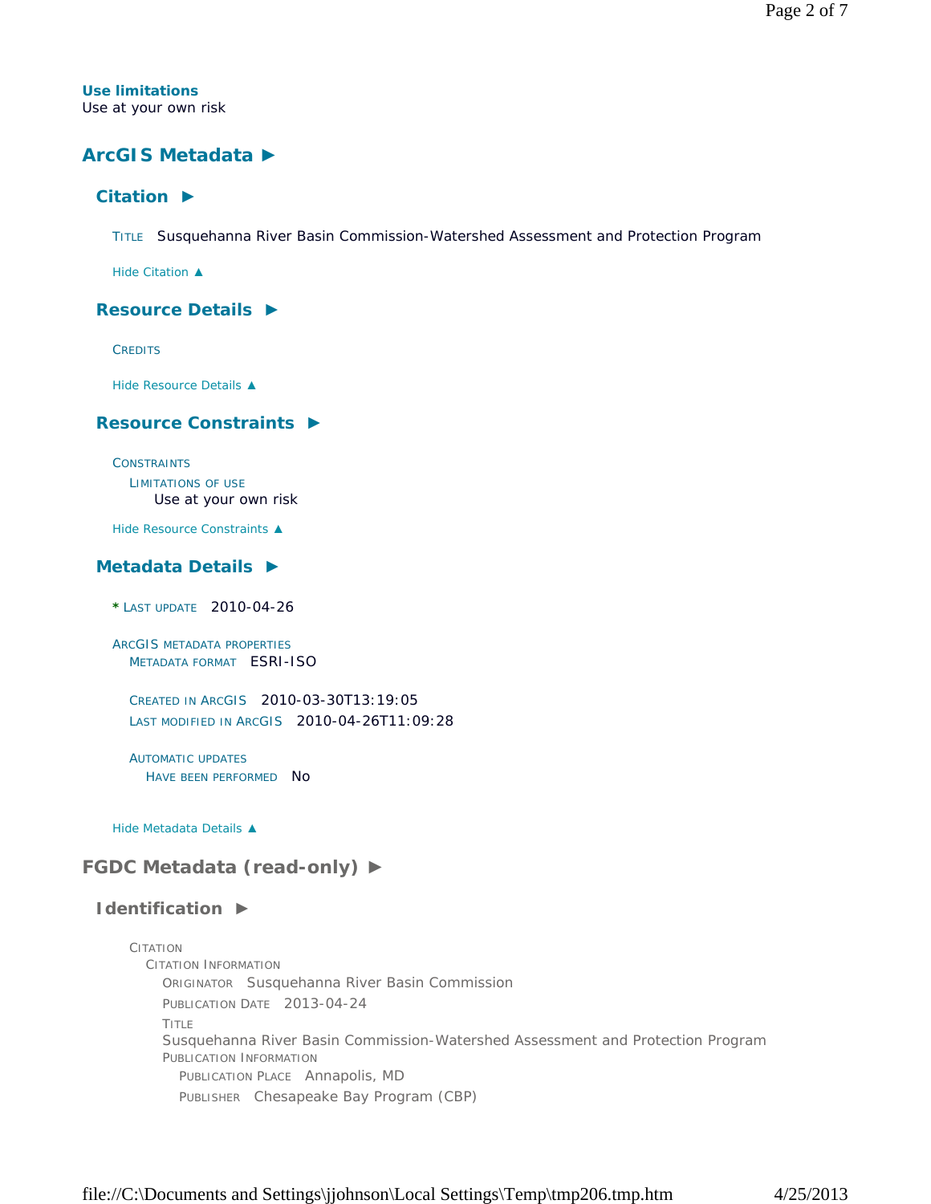**Use limitations**
Use at your own risk

## ArcGIS Metadata ►

### Citation ►

TITLE Susquehanna River Basin Commission-Watershed Assessment and Protection Program

Hide Citation ▲

### Resource Details ►

CREDITS

Hide Resource Details ▲

### Resource Constraints ►

CONSTRAINTS
LIMITATIONS OF USE
Use at your own risk

Hide Resource Constraints ▲

### Metadata Details ►

* LAST UPDATE 2010-04-26

ARCGIS METADATA PROPERTIES
METADATA FORMAT ESRI-ISO

CREATED IN ARCGIS 2010-03-30T13:19:05
LAST MODIFIED IN ARCGIS 2010-04-26T11:09:28

AUTOMATIC UPDATES
HAVE BEEN PERFORMED No

Hide Metadata Details ▲

## FGDC Metadata (read-only) ►

### Identification ►

CITATION
CITATION INFORMATION
ORIGINATOR Susquehanna River Basin Commission
PUBLICATION DATE 2013-04-24
TITLE
Susquehanna River Basin Commission-Watershed Assessment and Protection Program
PUBLICATION INFORMATION
PUBLICATION PLACE Annapolis, MD
PUBLISHER Chesapeake Bay Program (CBP)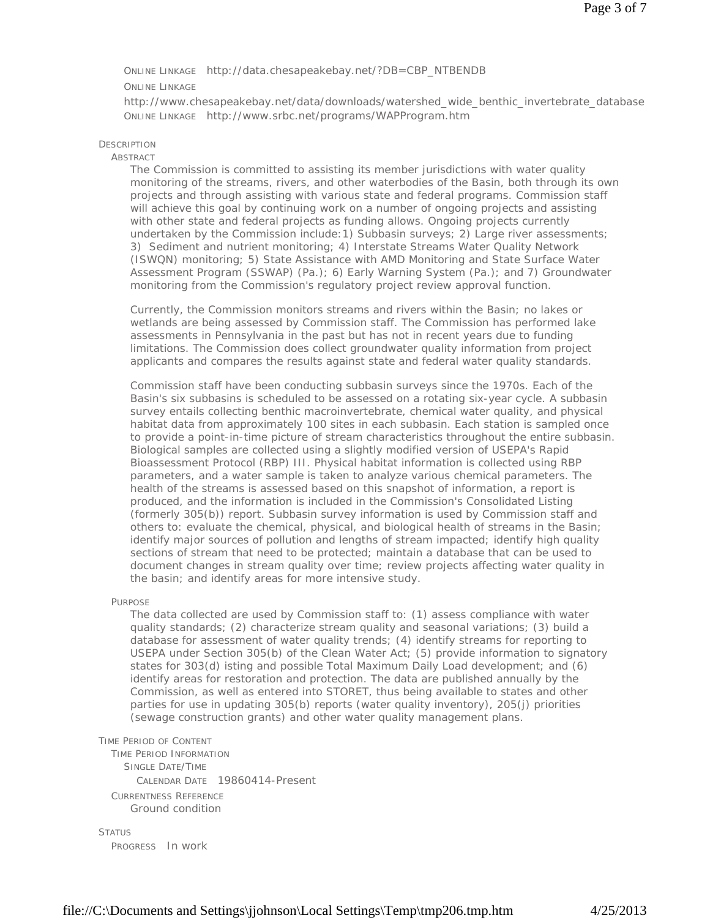ONLINE LINKAGE http://data.chesapeakebay.net/?DB=CBP_NTBENDB

ONLINE LINKAGE

http://www.chesapeakebay.net/data/downloads/watershed_wide_benthic_invertebrate_database

ONLINE LINKAGE http://www.srbc.net/programs/WAPProgram.htm

DESCRIPTION

ABSTRACT

The Commission is committed to assisting its member jurisdictions with water quality monitoring of the streams, rivers, and other waterbodies of the Basin, both through its own projects and through assisting with various state and federal programs. Commission staff will achieve this goal by continuing work on a number of ongoing projects and assisting with other state and federal projects as funding allows. Ongoing projects currently undertaken by the Commission include:1) Subbasin surveys; 2) Large river assessments; 3) Sediment and nutrient monitoring; 4) Interstate Streams Water Quality Network (ISWQN) monitoring; 5) State Assistance with AMD Monitoring and State Surface Water Assessment Program (SSWAP) (Pa.); 6) Early Warning System (Pa.); and 7) Groundwater monitoring from the Commission's regulatory project review approval function.

Currently, the Commission monitors streams and rivers within the Basin; no lakes or wetlands are being assessed by Commission staff. The Commission has performed lake assessments in Pennsylvania in the past but has not in recent years due to funding limitations. The Commission does collect groundwater quality information from project applicants and compares the results against state and federal water quality standards.

Commission staff have been conducting subbasin surveys since the 1970s. Each of the Basin's six subbasins is scheduled to be assessed on a rotating six-year cycle. A subbasin survey entails collecting benthic macroinvertebrate, chemical water quality, and physical habitat data from approximately 100 sites in each subbasin. Each station is sampled once to provide a point-in-time picture of stream characteristics throughout the entire subbasin. Biological samples are collected using a slightly modified version of USEPA's Rapid Bioassessment Protocol (RBP) III. Physical habitat information is collected using RBP parameters, and a water sample is taken to analyze various chemical parameters. The health of the streams is assessed based on this snapshot of information, a report is produced, and the information is included in the Commission's Consolidated Listing (formerly 305(b)) report. Subbasin survey information is used by Commission staff and others to: evaluate the chemical, physical, and biological health of streams in the Basin; identify major sources of pollution and lengths of stream impacted; identify high quality sections of stream that need to be protected; maintain a database that can be used to document changes in stream quality over time; review projects affecting water quality in the basin; and identify areas for more intensive study.

PURPOSE

The data collected are used by Commission staff to: (1) assess compliance with water quality standards; (2) characterize stream quality and seasonal variations; (3) build a database for assessment of water quality trends; (4) identify streams for reporting to USEPA under Section 305(b) of the Clean Water Act; (5) provide information to signatory states for 303(d) isting and possible Total Maximum Daily Load development; and (6) identify areas for restoration and protection. The data are published annually by the Commission, as well as entered into STORET, thus being available to states and other parties for use in updating 305(b) reports (water quality inventory), 205(j) priorities (sewage construction grants) and other water quality management plans.

TIME PERIOD OF CONTENT

TIME PERIOD INFORMATION

SINGLE DATE/TIME

CALENDAR DATE 19860414-Present

CURRENTNESS REFERENCE

Ground condition

STATUS

PROGRESS In work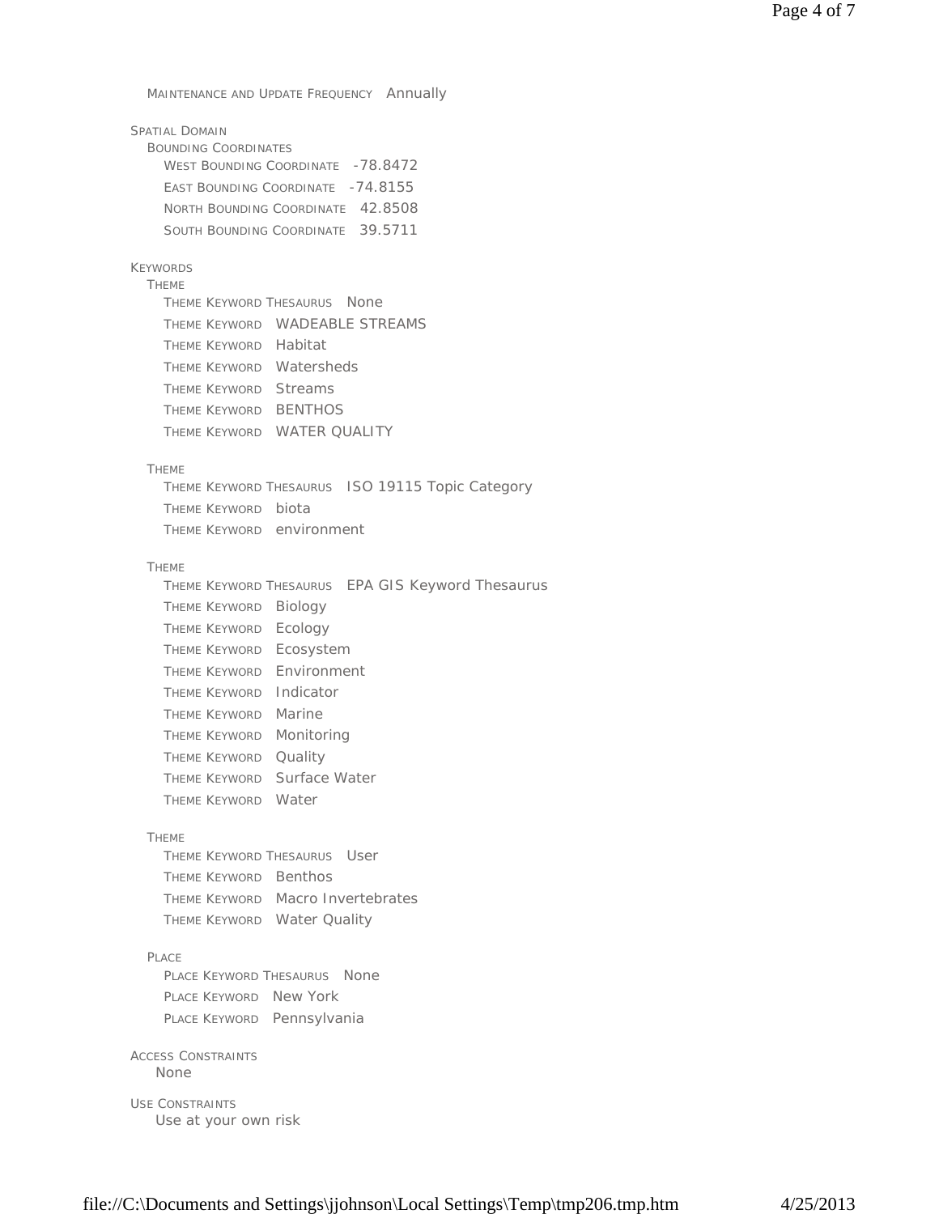MAINTENANCE AND UPDATE FREQUENCY Annually

SPATIAL DOMAIN

- BOUNDING COORDINATES
  - WEST BOUNDING COORDINATE -78.8472
  - EAST BOUNDING COORDINATE -74.8155
  - NORTH BOUNDING COORDINATE 42.8508
  - SOUTH BOUNDING COORDINATE 39.5711

KEYWORDS

- THEME
  - THEME KEYWORD THESAURUS None
  - THEME KEYWORD WADEABLE STREAMS
  - THEME KEYWORD Habitat
  - THEME KEYWORD Watersheds
  - THEME KEYWORD Streams
  - THEME KEYWORD BENTHOS
  - THEME KEYWORD WATER QUALITY

- THEME
  - THEME KEYWORD THESAURUS ISO 19115 Topic Category
  - THEME KEYWORD biota
  - THEME KEYWORD environment

- THEME
  - THEME KEYWORD THESAURUS EPA GIS Keyword Thesaurus
  - THEME KEYWORD Biology
  - THEME KEYWORD Ecology
  - THEME KEYWORD Ecosystem
  - THEME KEYWORD Environment
  - THEME KEYWORD Indicator
  - THEME KEYWORD Marine
  - THEME KEYWORD Monitoring
  - THEME KEYWORD Quality
  - THEME KEYWORD Surface Water
  - THEME KEYWORD Water

- THEME
  - THEME KEYWORD THESAURUS User
  - THEME KEYWORD Benthos
  - THEME KEYWORD Macro Invertebrates
  - THEME KEYWORD Water Quality

- PLACE
  - PLACE KEYWORD THESAURUS None
  - PLACE KEYWORD New York
  - PLACE KEYWORD Pennsylvania

ACCESS CONSTRAINTS

None

USE CONSTRAINTS

Use at your own risk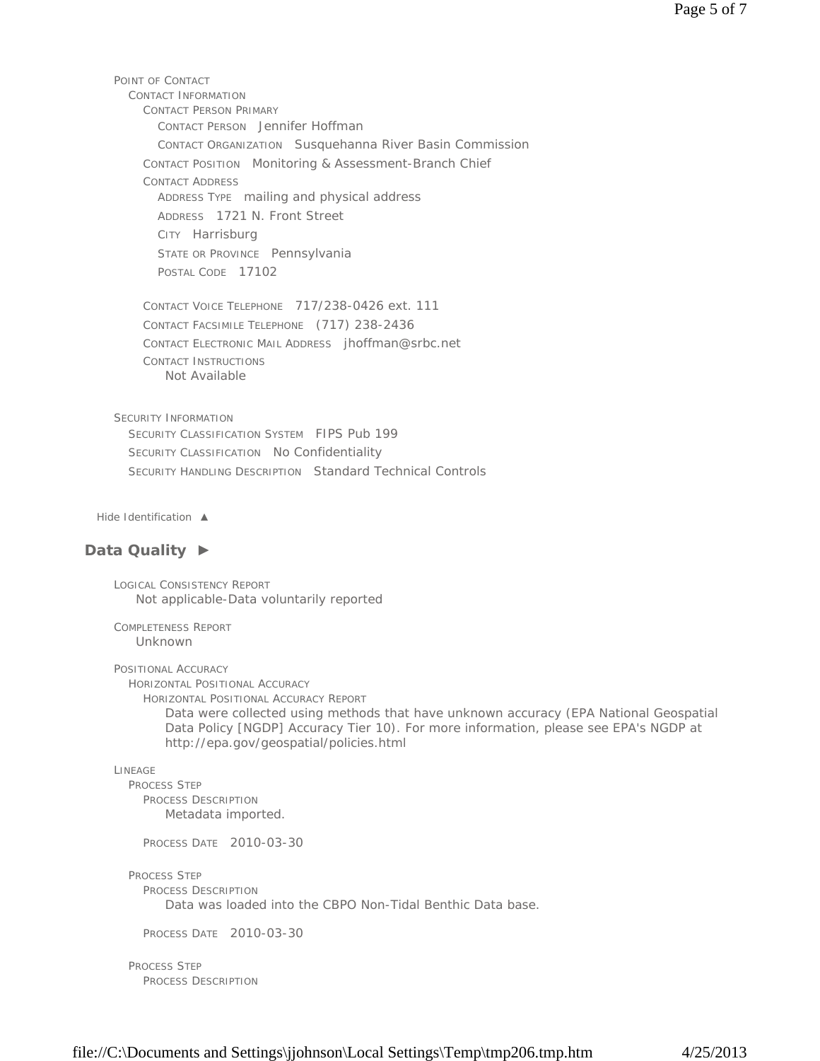POINT OF CONTACT
  CONTACT INFORMATION
    CONTACT PERSON PRIMARY
      CONTACT PERSON Jennifer Hoffman
      CONTACT ORGANIZATION Susquehanna River Basin Commission
    CONTACT POSITION Monitoring & Assessment-Branch Chief
    CONTACT ADDRESS
      ADDRESS TYPE mailing and physical address
      ADDRESS 1721 N. Front Street
      CITY Harrisburg
      STATE OR PROVINCE Pennsylvania
      POSTAL CODE 17102

    CONTACT VOICE TELEPHONE 717/238-0426 ext. 111
    CONTACT FACSIMILE TELEPHONE (717) 238-2436
    CONTACT ELECTRONIC MAIL ADDRESS jhoffman@srbc.net
    CONTACT INSTRUCTIONS
      Not Available

SECURITY INFORMATION
  SECURITY CLASSIFICATION SYSTEM FIPS Pub 199
  SECURITY CLASSIFICATION No Confidentiality
  SECURITY HANDLING DESCRIPTION Standard Technical Controls

Hide Identification ▲

## Data Quality ►

LOGICAL CONSISTENCY REPORT
  Not applicable-Data voluntarily reported

COMPLETENESS REPORT
  Unknown

POSITIONAL ACCURACY
  HORIZONTAL POSITIONAL ACCURACY
    HORIZONTAL POSITIONAL ACCURACY REPORT
      Data were collected using methods that have unknown accuracy (EPA National Geospatial Data Policy [NGDP] Accuracy Tier 10). For more information, please see EPA's NGDP at http://epa.gov/geospatial/policies.html

LINEAGE
  PROCESS STEP
    PROCESS DESCRIPTION
      Metadata imported.

    PROCESS DATE 2010-03-30

  PROCESS STEP
    PROCESS DESCRIPTION
      Data was loaded into the CBPO Non-Tidal Benthic Data base.

    PROCESS DATE 2010-03-30

  PROCESS STEP
    PROCESS DESCRIPTION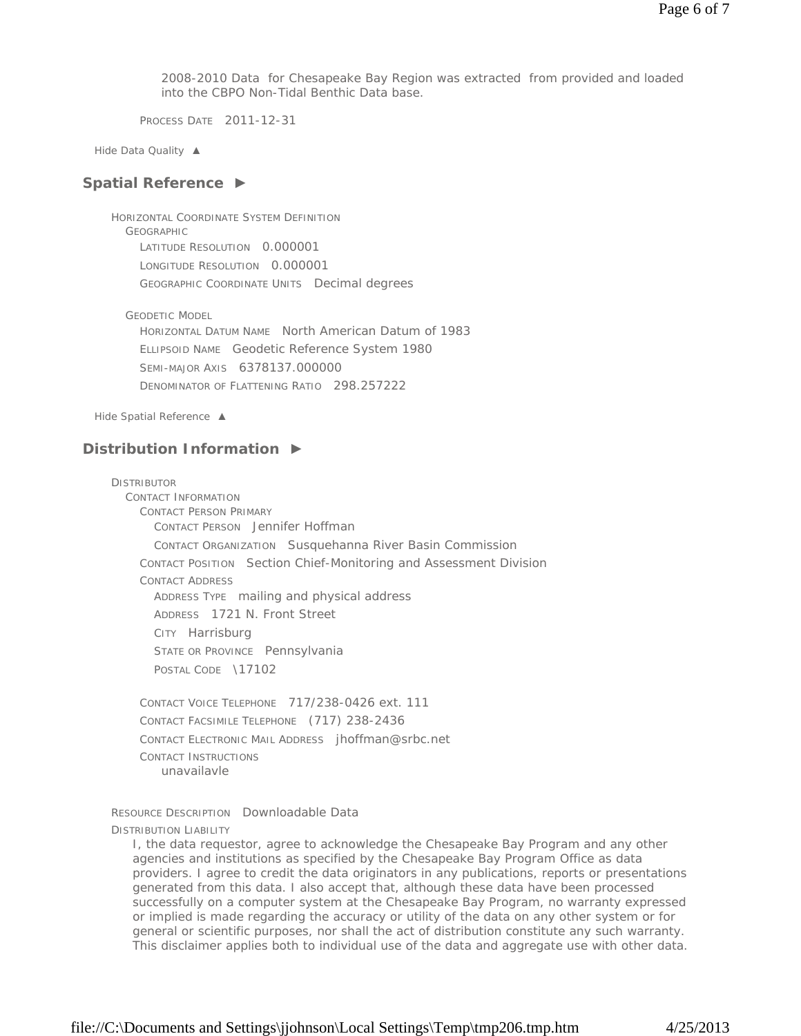2008-2010 Data for Chesapeake Bay Region was extracted from provided and loaded into the CBPO Non-Tidal Benthic Data base.

PROCESS DATE 2011-12-31

Hide Data Quality ▲

## Spatial Reference ►

HORIZONTAL COORDINATE SYSTEM DEFINITION
- GEOGRAPHIC
  - LATITUDE RESOLUTION 0.000001
  - LONGITUDE RESOLUTION 0.000001
  - GEOGRAPHIC COORDINATE UNITS Decimal degrees
- GEODETIC MODEL
  - HORIZONTAL DATUM NAME North American Datum of 1983
  - ELLIPSOID NAME Geodetic Reference System 1980
  - SEMI-MAJOR AXIS 6378137.000000
  - DENOMINATOR OF FLATTENING RATIO 298.257222

Hide Spatial Reference ▲

## Distribution Information ►

DISTRIBUTOR
- CONTACT INFORMATION
  - CONTACT PERSON PRIMARY
    - CONTACT PERSON Jennifer Hoffman
    - CONTACT ORGANIZATION Susquehanna River Basin Commission
  - CONTACT POSITION Section Chief-Monitoring and Assessment Division
  - CONTACT ADDRESS
    - ADDRESS TYPE mailing and physical address
    - ADDRESS 1721 N. Front Street
    - CITY Harrisburg
    - STATE OR PROVINCE Pennsylvania
    - POSTAL CODE \17102
  - CONTACT VOICE TELEPHONE 717/238-0426 ext. 111
  - CONTACT FACSIMILE TELEPHONE (717) 238-2436
  - CONTACT ELECTRONIC MAIL ADDRESS jhoffman@srbc.net
  - CONTACT INSTRUCTIONS
    unavailavle

RESOURCE DESCRIPTION Downloadable Data

DISTRIBUTION LIABILITY

I, the data requestor, agree to acknowledge the Chesapeake Bay Program and any other agencies and institutions as specified by the Chesapeake Bay Program Office as data providers. I agree to credit the data originators in any publications, reports or presentations generated from this data. I also accept that, although these data have been processed successfully on a computer system at the Chesapeake Bay Program, no warranty expressed or implied is made regarding the accuracy or utility of the data on any other system or for general or scientific purposes, nor shall the act of distribution constitute any such warranty. This disclaimer applies both to individual use of the data and aggregate use with other data.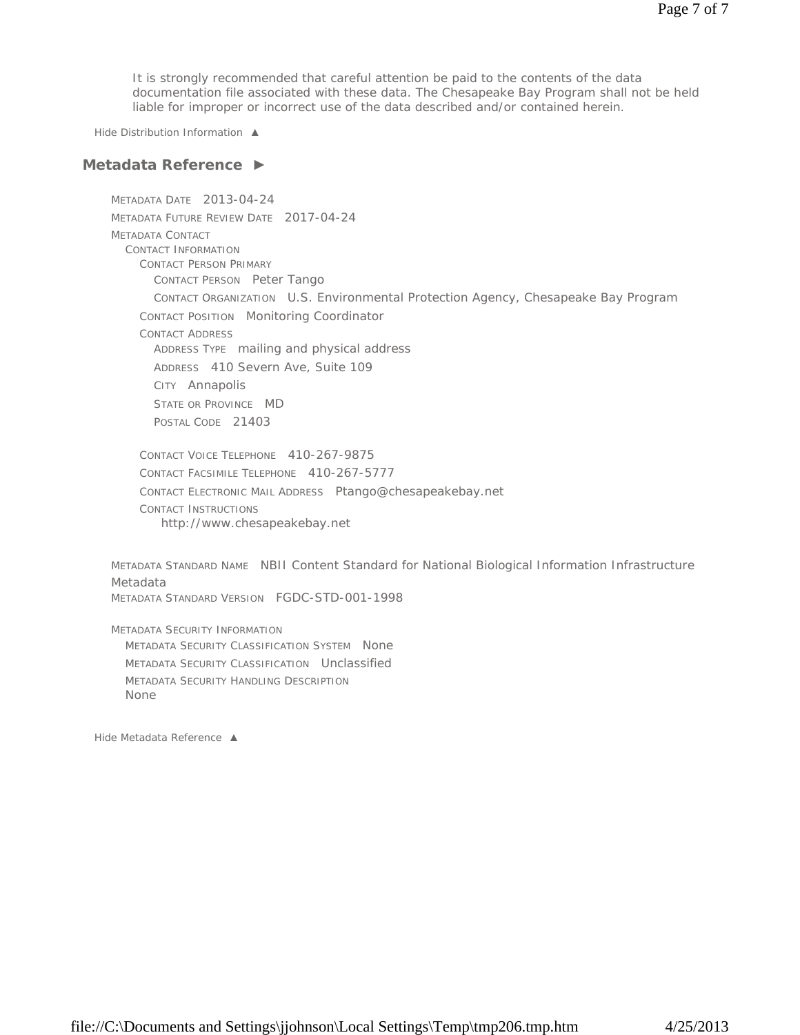It is strongly recommended that careful attention be paid to the contents of the data documentation file associated with these data. The Chesapeake Bay Program shall not be held liable for improper or incorrect use of the data described and/or contained herein.

Hide Distribution Information ▲

## Metadata Reference ►

METADATA DATE 2013-04-24
METADATA FUTURE REVIEW DATE 2017-04-24
METADATA CONTACT
CONTACT INFORMATION
CONTACT PERSON PRIMARY
CONTACT PERSON Peter Tango
CONTACT ORGANIZATION U.S. Environmental Protection Agency, Chesapeake Bay Program
CONTACT POSITION Monitoring Coordinator
CONTACT ADDRESS
ADDRESS TYPE mailing and physical address
ADDRESS 410 Severn Ave, Suite 109
CITY Annapolis
STATE OR PROVINCE MD
POSTAL CODE 21403

CONTACT VOICE TELEPHONE 410-267-9875
CONTACT FACSIMILE TELEPHONE 410-267-5777
CONTACT ELECTRONIC MAIL ADDRESS Ptango@chesapeakebay.net
CONTACT INSTRUCTIONS
http://www.chesapeakebay.net

METADATA STANDARD NAME NBII Content Standard for National Biological Information Infrastructure Metadata
METADATA STANDARD VERSION FGDC-STD-001-1998

METADATA SECURITY INFORMATION
METADATA SECURITY CLASSIFICATION SYSTEM None
METADATA SECURITY CLASSIFICATION Unclassified
METADATA SECURITY HANDLING DESCRIPTION
None

Hide Metadata Reference ▲